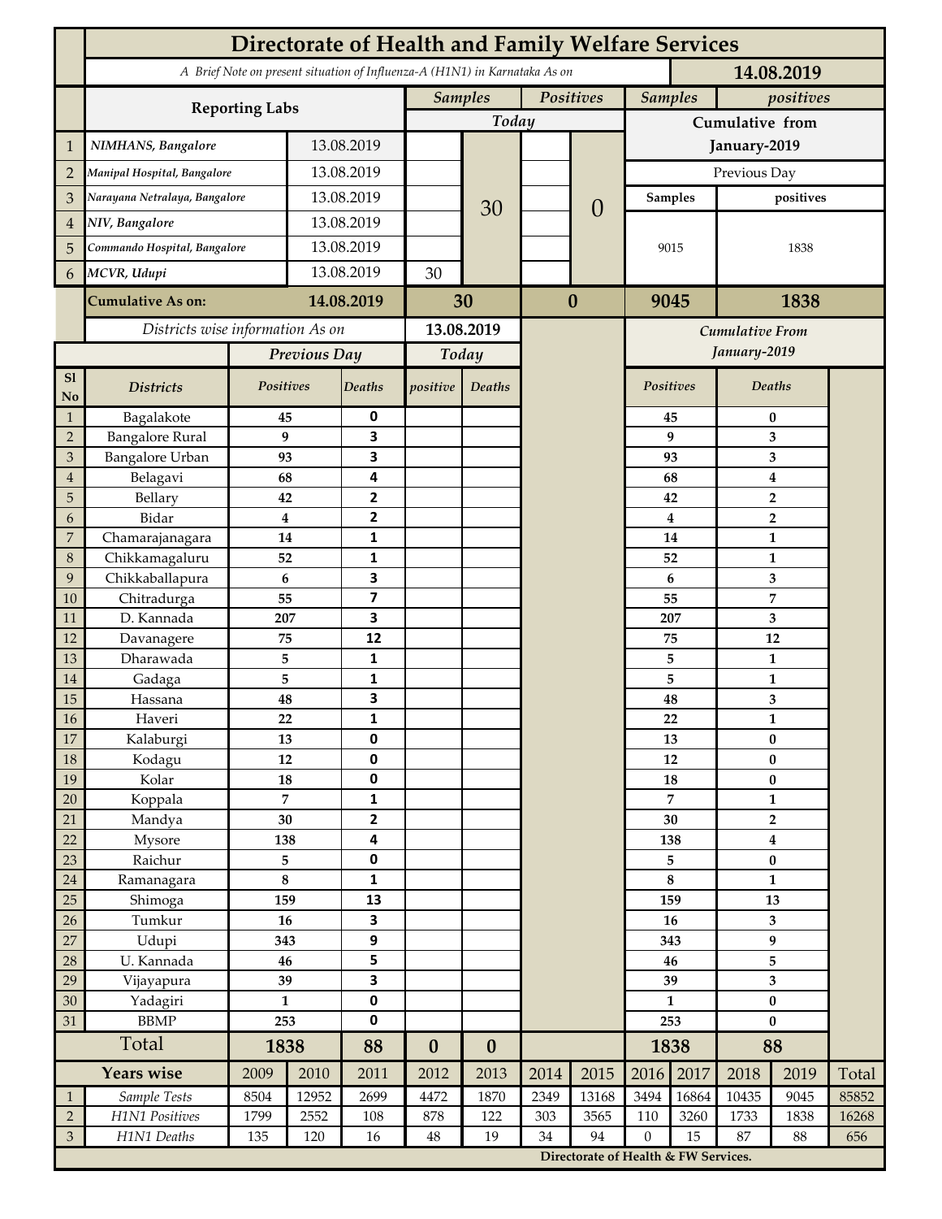# Directorate of Health and Family Welfare Services

*A Brief Note on present situation of Influenza-A (H1N1) in Karnataka As on* **14.08.2019**

| | Reporting Labs | | Samples (Today) | | Positives (Today) | | Samples (Cumulative from January-2019) | positives (Cumulative from January-2019) |
|---|---|---|---|---|---|---|---|---|
| 1 | *NIMHANS, Bangalore* | 13.08.2019 | | 30 | | 0 | Previous Day | |
| 2 | *Manipal Hospital, Bangalore* | 13.08.2019 | | | | | Samples | positives |
| 3 | *Narayana Netralaya, Bangalore* | 13.08.2019 | | | | | 9015 | 1838 |
| 4 | *NIV, Bangalore* | 13.08.2019 | | | | | | |
| 5 | *Commando Hospital, Bangalore* | 13.08.2019 | | | | | | |
| 6 | *MCVR, Udupi* | 13.08.2019 | 30 | | | | | |
| | **Cumulative As on:** | **14.08.2019** | **30** | | **0** | | **9045** | **1838** |

| Sl No | *Districts* | Previous Day *Positives* | Previous Day *Deaths* | Today *positive* | Today *Deaths* | Cumulative From January-2019 *Positives* | Cumulative From January-2019 *Deaths* |
|---|---|---|---|---|---|---|---|
| | *Districts wise information As on* | | | **13.08.2019** | | | |
| 1 | Bagalakote | 45 | 0 | | | 45 | 0 |
| 2 | Bangalore Rural | 9 | 3 | | | 9 | 3 |
| 3 | Bangalore Urban | 93 | 3 | | | 93 | 3 |
| 4 | Belagavi | 68 | 4 | | | 68 | 4 |
| 5 | Bellary | 42 | 2 | | | 42 | 2 |
| 6 | Bidar | 4 | 2 | | | 4 | 2 |
| 7 | Chamarajanagara | 14 | 1 | | | 14 | 1 |
| 8 | Chikkamagaluru | 52 | 1 | | | 52 | 1 |
| 9 | Chikkaballapura | 6 | 3 | | | 6 | 3 |
| 10 | Chitradurga | 55 | 7 | | | 55 | 7 |
| 11 | D. Kannada | 207 | 3 | | | 207 | 3 |
| 12 | Davanagere | 75 | 12 | | | 75 | 12 |
| 13 | Dharawada | 5 | 1 | | | 5 | 1 |
| 14 | Gadaga | 5 | 1 | | | 5 | 1 |
| 15 | Hassana | 48 | 3 | | | 48 | 3 |
| 16 | Haveri | 22 | 1 | | | 22 | 1 |
| 17 | Kalaburgi | 13 | 0 | | | 13 | 0 |
| 18 | Kodagu | 12 | 0 | | | 12 | 0 |
| 19 | Kolar | 18 | 0 | | | 18 | 0 |
| 20 | Koppala | 7 | 1 | | | 7 | 1 |
| 21 | Mandya | 30 | 2 | | | 30 | 2 |
| 22 | Mysore | 138 | 4 | | | 138 | 4 |
| 23 | Raichur | 5 | 0 | | | 5 | 0 |
| 24 | Ramanagara | 8 | 1 | | | 8 | 1 |
| 25 | Shimoga | 159 | 13 | | | 159 | 13 |
| 26 | Tumkur | 16 | 3 | | | 16 | 3 |
| 27 | Udupi | 343 | 9 | | | 343 | 9 |
| 28 | U. Kannada | 46 | 5 | | | 46 | 5 |
| 29 | Vijayapura | 39 | 3 | | | 39 | 3 |
| 30 | Yadagiri | 1 | 0 | | | 1 | 0 |
| 31 | BBMP | 253 | 0 | | | 253 | 0 |
| | **Total** | **1838** | **88** | **0** | **0** | **1838** | **88** |

| | Years wise | 2009 | 2010 | 2011 | 2012 | 2013 | 2014 | 2015 | 2016 | 2017 | 2018 | 2019 | Total |
|---|---|---|---|---|---|---|---|---|---|---|---|---|---|
| 1 | *Sample Tests* | 8504 | 12952 | 2699 | 4472 | 1870 | 2349 | 13168 | 3494 | 16864 | 10435 | 9045 | 85852 |
| 2 | *H1N1 Positives* | 1799 | 2552 | 108 | 878 | 122 | 303 | 3565 | 110 | 3260 | 1733 | 1838 | 16268 |
| 3 | *H1N1 Deaths* | 135 | 120 | 16 | 48 | 19 | 34 | 94 | 0 | 15 | 87 | 88 | 656 |

**Directorate of Health & FW Services.**